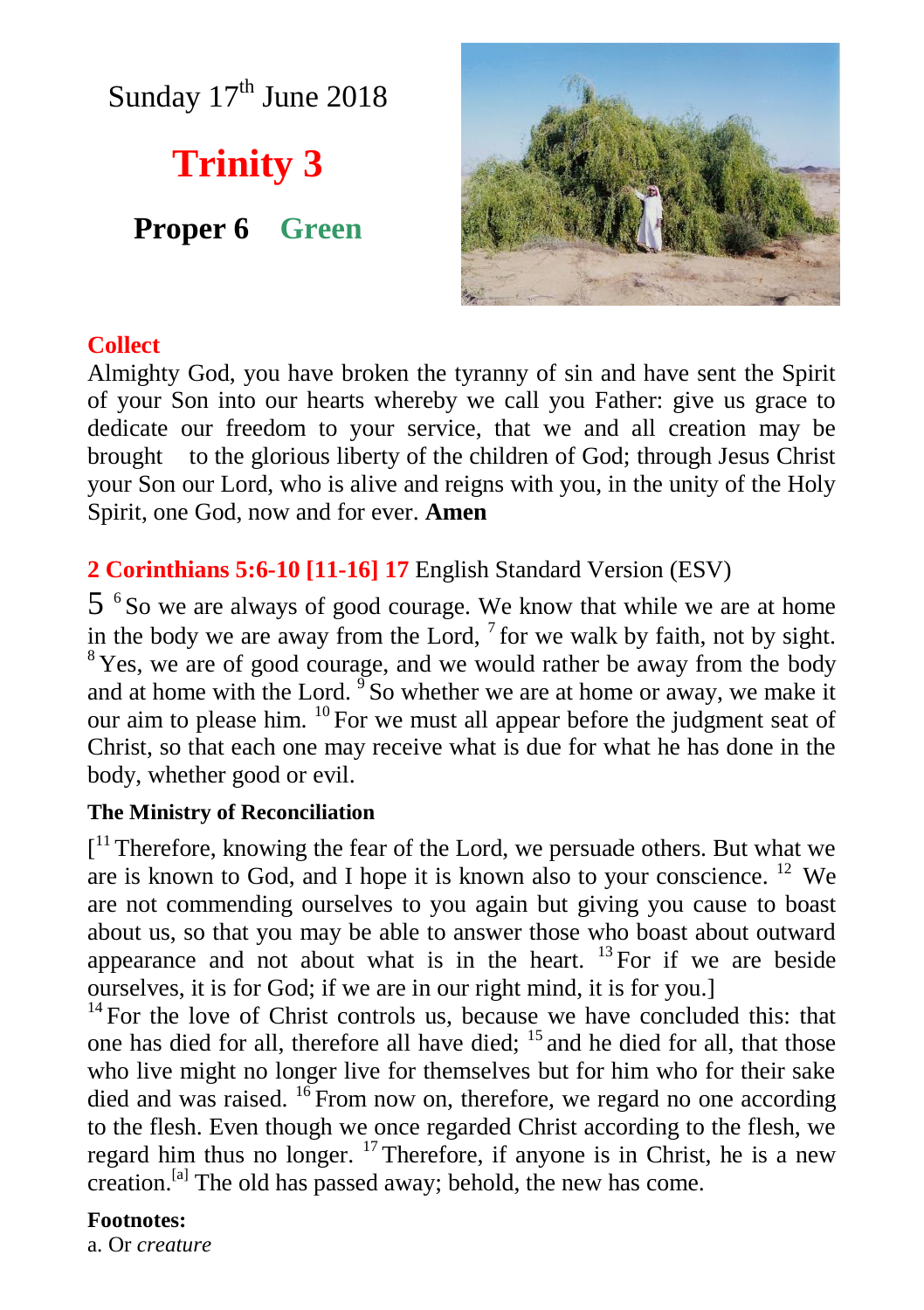Sunday 17th June 2018

# Trinity 3

**Proper 6 Green**

## Collect

Almighty God, you have broken the tyranny of sin and have sent the Spirit of your Son into our hearts whereby we call you Father: give us grace to dedicate our freedom to your service, that we and all creation may be brought to the glorious liberty of the children of God; through Jesus Christ your Son our Lord, who is alive and reigns with you, in the unity of the Holy Spirit, one God, now and for ever. **Amen**

## 2 Corinthians 5:6-10 [11-16] 17 English Standard Version (ESV)

5 [6] So we are always of good courage. We know that while we are at home in the body we are away from the Lord, [7] for we walk by faith, not by sight. [8] Yes, we are of good courage, and we would rather be away from the body and at home with the Lord. [9] So whether we are at home or away, we make it our aim to please him. [10] For we must all appear before the judgment seat of Christ, so that each one may receive what is due for what he has done in the body, whether good or evil.

**The Ministry of Reconciliation**

[[11] Therefore, knowing the fear of the Lord, we persuade others. But what we are is known to God, and I hope it is known also to your conscience. [12] We are not commending ourselves to you again but giving you cause to boast about us, so that you may be able to answer those who boast about outward appearance and not about what is in the heart. [13] For if we are beside ourselves, it is for God; if we are in our right mind, it is for you.]

[14] For the love of Christ controls us, because we have concluded this: that one has died for all, therefore all have died; [15] and he died for all, that those who live might no longer live for themselves but for him who for their sake died and was raised. [16] From now on, therefore, we regard no one according to the flesh. Even though we once regarded Christ according to the flesh, we regard him thus no longer. [17] Therefore, if anyone is in Christ, he is a new creation.[a] The old has passed away; behold, the new has come.

**Footnotes:**

a. Or *creature*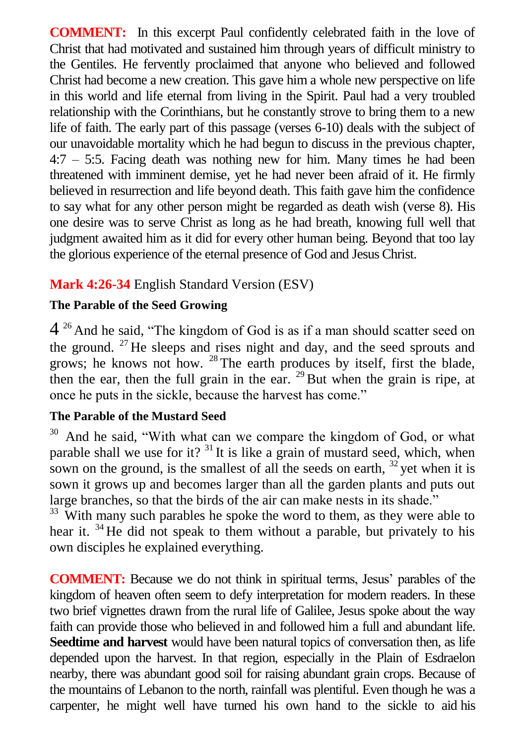**COMMENT:** In this excerpt Paul confidently celebrated faith in the love of Christ that had motivated and sustained him through years of difficult ministry to the Gentiles. He fervently proclaimed that anyone who believed and followed Christ had become a new creation. This gave him a whole new perspective on life in this world and life eternal from living in the Spirit. Paul had a very troubled relationship with the Corinthians, but he constantly strove to bring them to a new life of faith. The early part of this passage (verses 6-10) deals with the subject of our unavoidable mortality which he had begun to discuss in the previous chapter, 4:7 – 5:5. Facing death was nothing new for him. Many times he had been threatened with imminent demise, yet he had never been afraid of it. He firmly believed in resurrection and life beyond death. This faith gave him the confidence to say what for any other person might be regarded as death wish (verse 8). His one desire was to serve Christ as long as he had breath, knowing full well that judgment awaited him as it did for every other human being. Beyond that too lay the glorious experience of the eternal presence of God and Jesus Christ.

## Mark 4:26-34 English Standard Version (ESV)

### The Parable of the Seed Growing

4 [26] And he said, "The kingdom of God is as if a man should scatter seed on the ground. [27] He sleeps and rises night and day, and the seed sprouts and grows; he knows not how. [28] The earth produces by itself, first the blade, then the ear, then the full grain in the ear. [29] But when the grain is ripe, at once he puts in the sickle, because the harvest has come."

### The Parable of the Mustard Seed

[30] And he said, "With what can we compare the kingdom of God, or what parable shall we use for it? [31] It is like a grain of mustard seed, which, when sown on the ground, is the smallest of all the seeds on earth, [32] yet when it is sown it grows up and becomes larger than all the garden plants and puts out large branches, so that the birds of the air can make nests in its shade."
[33] With many such parables he spoke the word to them, as they were able to hear it. [34] He did not speak to them without a parable, but privately to his own disciples he explained everything.

**COMMENT:** Because we do not think in spiritual terms, Jesus' parables of the kingdom of heaven often seem to defy interpretation for modern readers. In these two brief vignettes drawn from the rural life of Galilee, Jesus spoke about the way faith can provide those who believed in and followed him a full and abundant life. **Seedtime and harvest** would have been natural topics of conversation then, as life depended upon the harvest. In that region, especially in the Plain of Esdraelon nearby, there was abundant good soil for raising abundant grain crops. Because of the mountains of Lebanon to the north, rainfall was plentiful. Even though he was a carpenter, he might well have turned his own hand to the sickle to aid his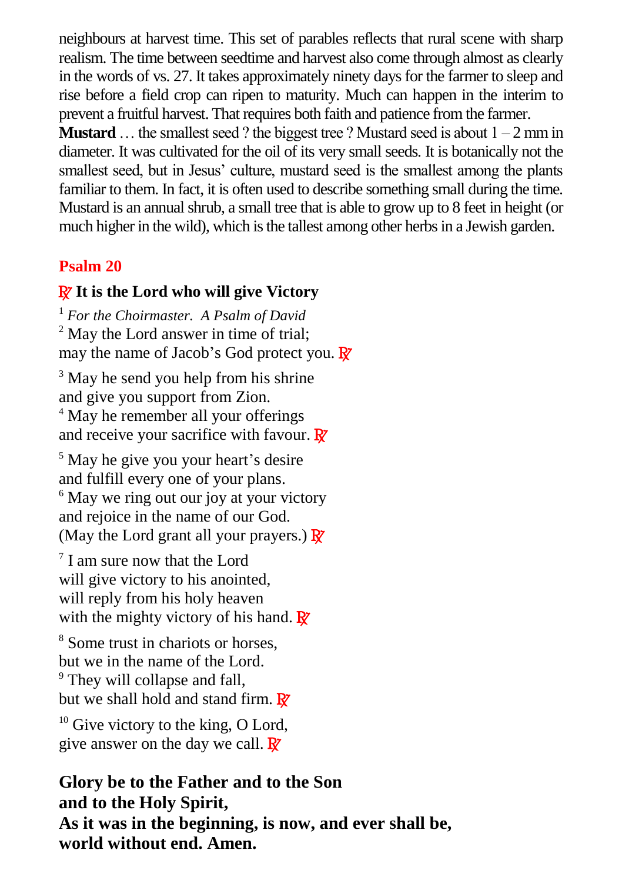neighbours at harvest time. This set of parables reflects that rural scene with sharp realism. The time between seedtime and harvest also come through almost as clearly in the words of vs. 27. It takes approximately ninety days for the farmer to sleep and rise before a field crop can ripen to maturity. Much can happen in the interim to prevent a fruitful harvest. That requires both faith and patience from the farmer.

**Mustard** … the smallest seed ? the biggest tree ? Mustard seed is about 1 – 2 mm in diameter. It was cultivated for the oil of its very small seeds. It is botanically not the smallest seed, but in Jesus' culture, mustard seed is the smallest among the plants familiar to them. In fact, it is often used to describe something small during the time. Mustard is an annual shrub, a small tree that is able to grow up to 8 feet in height (or much higher in the wild), which is the tallest among other herbs in a Jewish garden.

## Psalm 20

### ℟ It is the Lord who will give Victory

[1] *For the Choirmaster. A Psalm of David*
[2] May the Lord answer in time of trial;
may the name of Jacob's God protect you. ℟

[3] May he send you help from his shrine
and give you support from Zion.
[4] May he remember all your offerings
and receive your sacrifice with favour. ℟

[5] May he give you your heart's desire
and fulfill every one of your plans.
[6] May we ring out our joy at your victory
and rejoice in the name of our God.
(May the Lord grant all your prayers.) ℟

[7] I am sure now that the Lord
will give victory to his anointed,
will reply from his holy heaven
with the mighty victory of his hand. ℟

[8] Some trust in chariots or horses,
but we in the name of the Lord.
[9] They will collapse and fall,
but we shall hold and stand firm. ℟

[10] Give victory to the king, O Lord,
give answer on the day we call. ℟

**Glory be to the Father and to the Son**
**and to the Holy Spirit,**
**As it was in the beginning, is now, and ever shall be,**
**world without end. Amen.**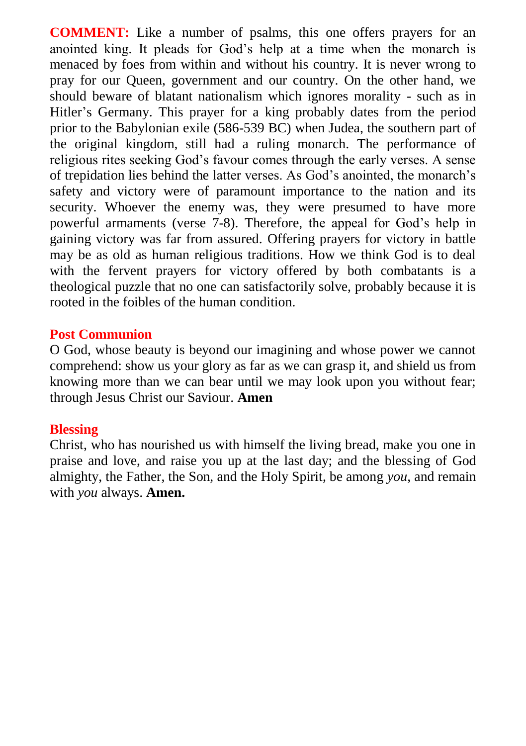**COMMENT:** Like a number of psalms, this one offers prayers for an anointed king. It pleads for God's help at a time when the monarch is menaced by foes from within and without his country. It is never wrong to pray for our Queen, government and our country. On the other hand, we should beware of blatant nationalism which ignores morality - such as in Hitler's Germany. This prayer for a king probably dates from the period prior to the Babylonian exile (586-539 BC) when Judea, the southern part of the original kingdom, still had a ruling monarch. The performance of religious rites seeking God's favour comes through the early verses. A sense of trepidation lies behind the latter verses. As God's anointed, the monarch's safety and victory were of paramount importance to the nation and its security. Whoever the enemy was, they were presumed to have more powerful armaments (verse 7-8). Therefore, the appeal for God's help in gaining victory was far from assured. Offering prayers for victory in battle may be as old as human religious traditions. How we think God is to deal with the fervent prayers for victory offered by both combatants is a theological puzzle that no one can satisfactorily solve, probably because it is rooted in the foibles of the human condition.

## Post Communion

O God, whose beauty is beyond our imagining and whose power we cannot comprehend: show us your glory as far as we can grasp it, and shield us from knowing more than we can bear until we may look upon you without fear; through Jesus Christ our Saviour. **Amen**

## Blessing

Christ, who has nourished us with himself the living bread, make you one in praise and love, and raise you up at the last day; and the blessing of God almighty, the Father, the Son, and the Holy Spirit, be among *you*, and remain with *you* always. **Amen.**